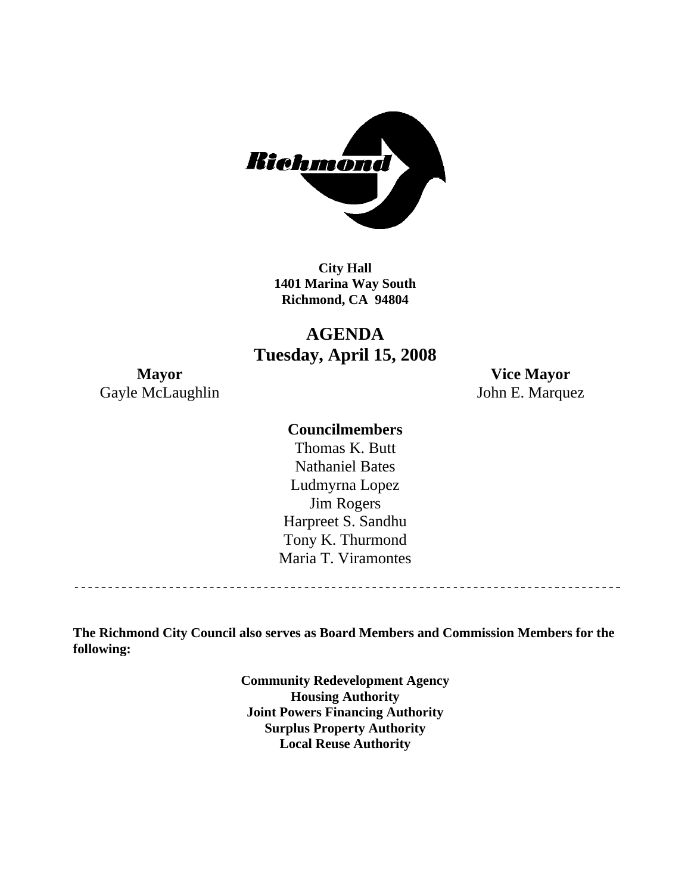**City Hall**
**1401 Marina Way South**
**Richmond, CA 94804**

# AGENDA
# Tuesday, April 15, 2008

**Mayor**
Gayle McLaughlin

**Vice Mayor**
John E. Marquez

**Councilmembers**
Thomas K. Butt
Nathaniel Bates
Ludmyrna Lopez
Jim Rogers
Harpreet S. Sandhu
Tony K. Thurmond
Maria T. Viramontes

---

**The Richmond City Council also serves as Board Members and Commission Members for the following:**

**Community Redevelopment Agency**
**Housing Authority**
**Joint Powers Financing Authority**
**Surplus Property Authority**
**Local Reuse Authority**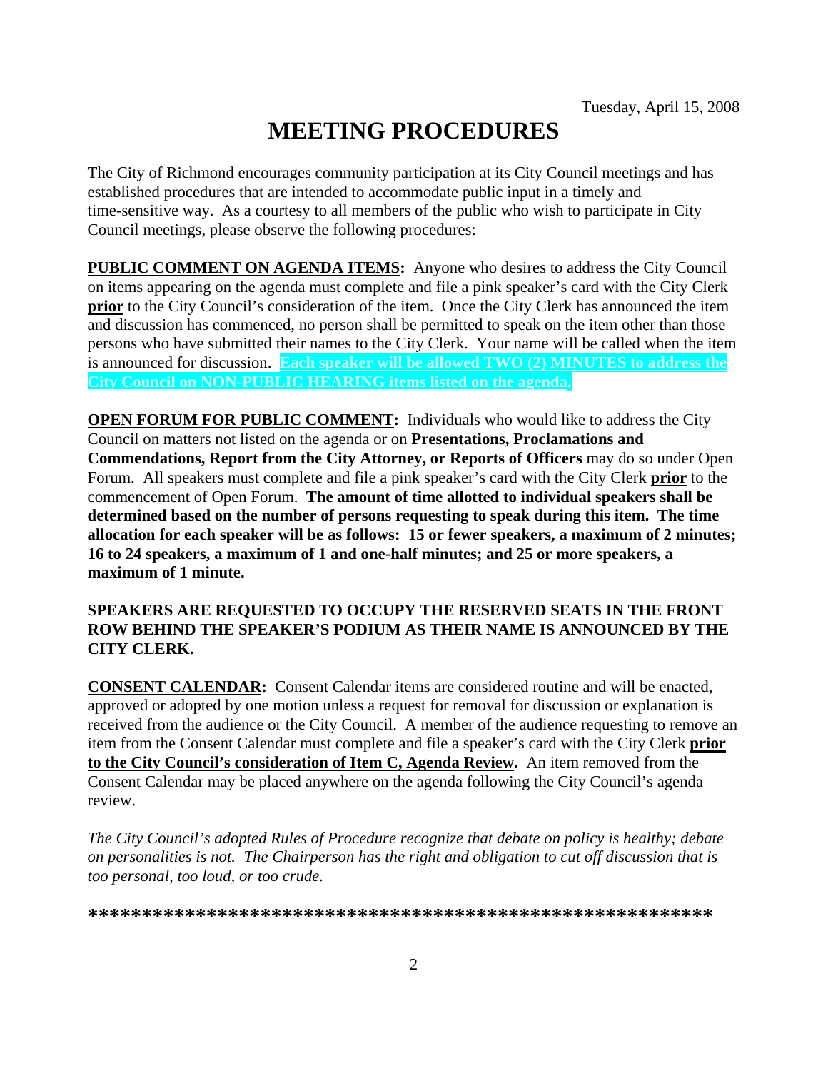Tuesday, April 15, 2008

# MEETING PROCEDURES

The City of Richmond encourages community participation at its City Council meetings and has established procedures that are intended to accommodate public input in a timely and time-sensitive way. As a courtesy to all members of the public who wish to participate in City Council meetings, please observe the following procedures:

**PUBLIC COMMENT ON AGENDA ITEMS:** Anyone who desires to address the City Council on items appearing on the agenda must complete and file a pink speaker's card with the City Clerk **prior** to the City Council's consideration of the item. Once the City Clerk has announced the item and discussion has commenced, no person shall be permitted to speak on the item other than those persons who have submitted their names to the City Clerk. Your name will be called when the item is announced for discussion. **Each speaker will be allowed TWO (2) MINUTES to address the City Council on NON-PUBLIC HEARING items listed on the agenda.**

**OPEN FORUM FOR PUBLIC COMMENT:** Individuals who would like to address the City Council on matters not listed on the agenda or on **Presentations, Proclamations and Commendations, Report from the City Attorney, or Reports of Officers** may do so under Open Forum. All speakers must complete and file a pink speaker's card with the City Clerk **prior** to the commencement of Open Forum. **The amount of time allotted to individual speakers shall be determined based on the number of persons requesting to speak during this item. The time allocation for each speaker will be as follows: 15 or fewer speakers, a maximum of 2 minutes; 16 to 24 speakers, a maximum of 1 and one-half minutes; and 25 or more speakers, a maximum of 1 minute.**

**SPEAKERS ARE REQUESTED TO OCCUPY THE RESERVED SEATS IN THE FRONT ROW BEHIND THE SPEAKER'S PODIUM AS THEIR NAME IS ANNOUNCED BY THE CITY CLERK.**

**CONSENT CALENDAR:** Consent Calendar items are considered routine and will be enacted, approved or adopted by one motion unless a request for removal for discussion or explanation is received from the audience or the City Council. A member of the audience requesting to remove an item from the Consent Calendar must complete and file a speaker's card with the City Clerk **prior to the City Council's consideration of Item C, Agenda Review.** An item removed from the Consent Calendar may be placed anywhere on the agenda following the City Council's agenda review.

*The City Council's adopted Rules of Procedure recognize that debate on policy is healthy; debate on personalities is not. The Chairperson has the right and obligation to cut off discussion that is too personal, too loud, or too crude.*

**************************************************************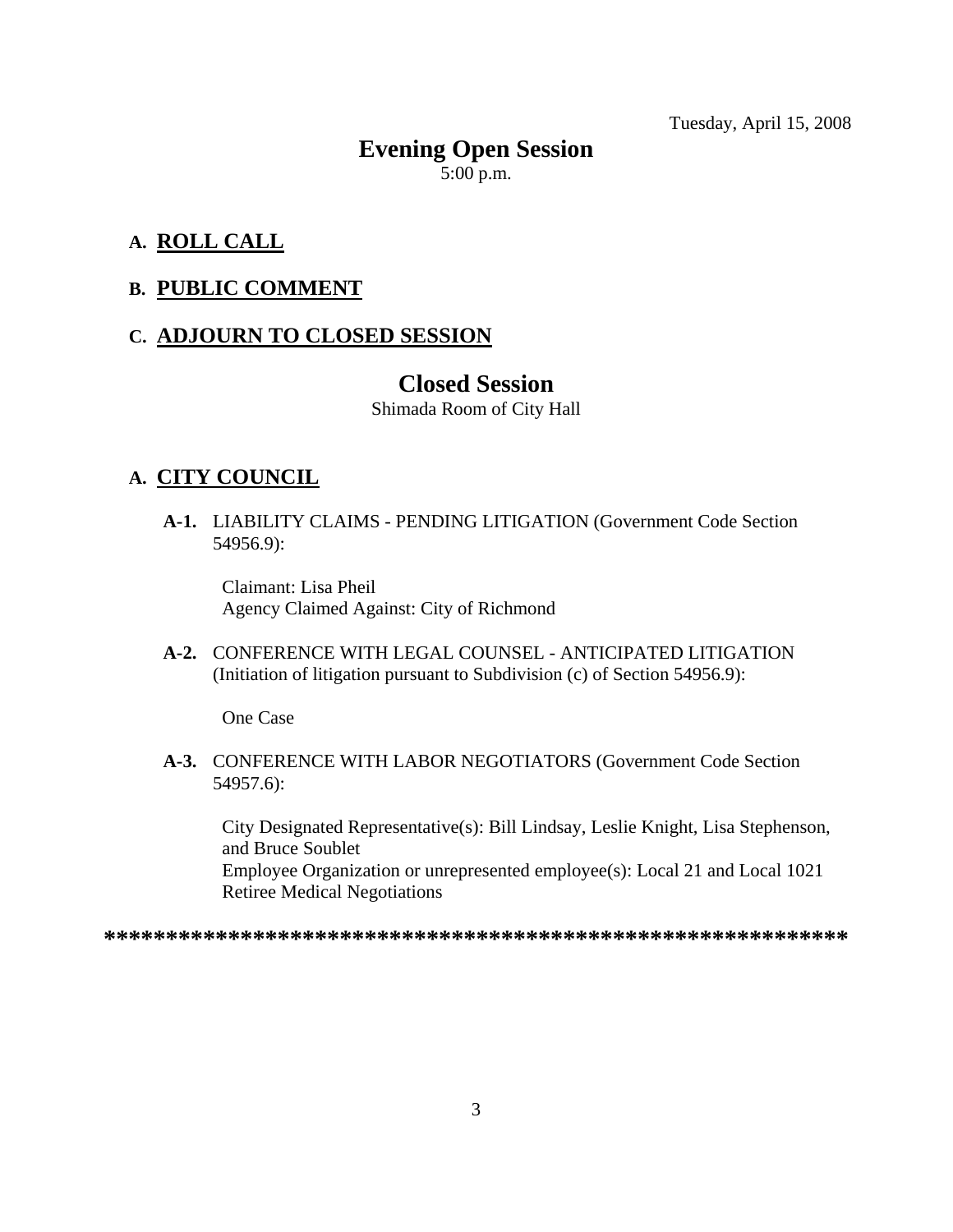Tuesday, April 15, 2008

# Evening Open Session

5:00 p.m.

## A. ROLL CALL

## B. PUBLIC COMMENT

## C. ADJOURN TO CLOSED SESSION

# Closed Session

Shimada Room of City Hall

## A. CITY COUNCIL

**A-1.** LIABILITY CLAIMS - PENDING LITIGATION (Government Code Section 54956.9):

Claimant: Lisa Pheil
Agency Claimed Against: City of Richmond

**A-2.** CONFERENCE WITH LEGAL COUNSEL - ANTICIPATED LITIGATION (Initiation of litigation pursuant to Subdivision (c) of Section 54956.9):

One Case

**A-3.** CONFERENCE WITH LABOR NEGOTIATORS (Government Code Section 54957.6):

City Designated Representative(s): Bill Lindsay, Leslie Knight, Lisa Stephenson, and Bruce Soublet
Employee Organization or unrepresented employee(s): Local 21 and Local 1021 Retiree Medical Negotiations

************************************************************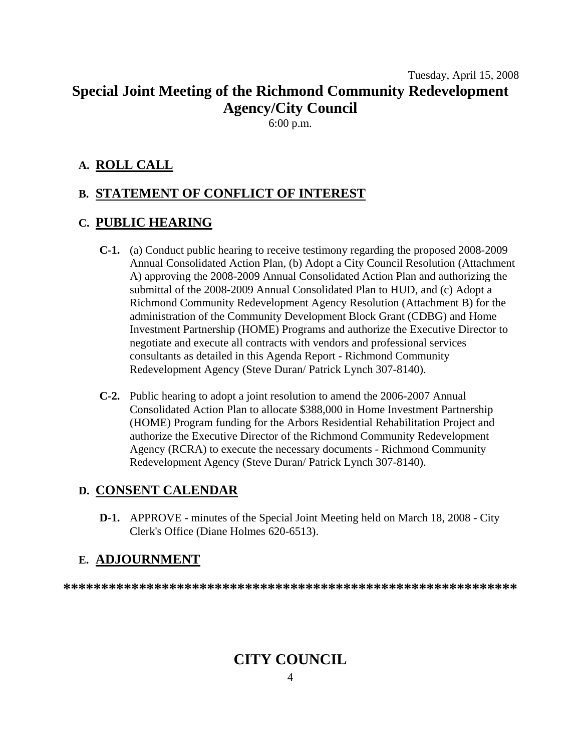Tuesday, April 15, 2008

# Special Joint Meeting of the Richmond Community Redevelopment Agency/City Council

6:00 p.m.

## A. ROLL CALL

## B. STATEMENT OF CONFLICT OF INTEREST

## C. PUBLIC HEARING

**C-1.** (a) Conduct public hearing to receive testimony regarding the proposed 2008-2009 Annual Consolidated Action Plan, (b) Adopt a City Council Resolution (Attachment A) approving the 2008-2009 Annual Consolidated Action Plan and authorizing the submittal of the 2008-2009 Annual Consolidated Plan to HUD, and (c) Adopt a Richmond Community Redevelopment Agency Resolution (Attachment B) for the administration of the Community Development Block Grant (CDBG) and Home Investment Partnership (HOME) Programs and authorize the Executive Director to negotiate and execute all contracts with vendors and professional services consultants as detailed in this Agenda Report - Richmond Community Redevelopment Agency (Steve Duran/ Patrick Lynch 307-8140).

**C-2.** Public hearing to adopt a joint resolution to amend the 2006-2007 Annual Consolidated Action Plan to allocate $388,000 in Home Investment Partnership (HOME) Program funding for the Arbors Residential Rehabilitation Project and authorize the Executive Director of the Richmond Community Redevelopment Agency (RCRA) to execute the necessary documents - Richmond Community Redevelopment Agency (Steve Duran/ Patrick Lynch 307-8140).

## D. CONSENT CALENDAR

**D-1.** APPROVE - minutes of the Special Joint Meeting held on March 18, 2008 - City Clerk's Office (Diane Holmes 620-6513).

## E. ADJOURNMENT

**************************************************************

# CITY COUNCIL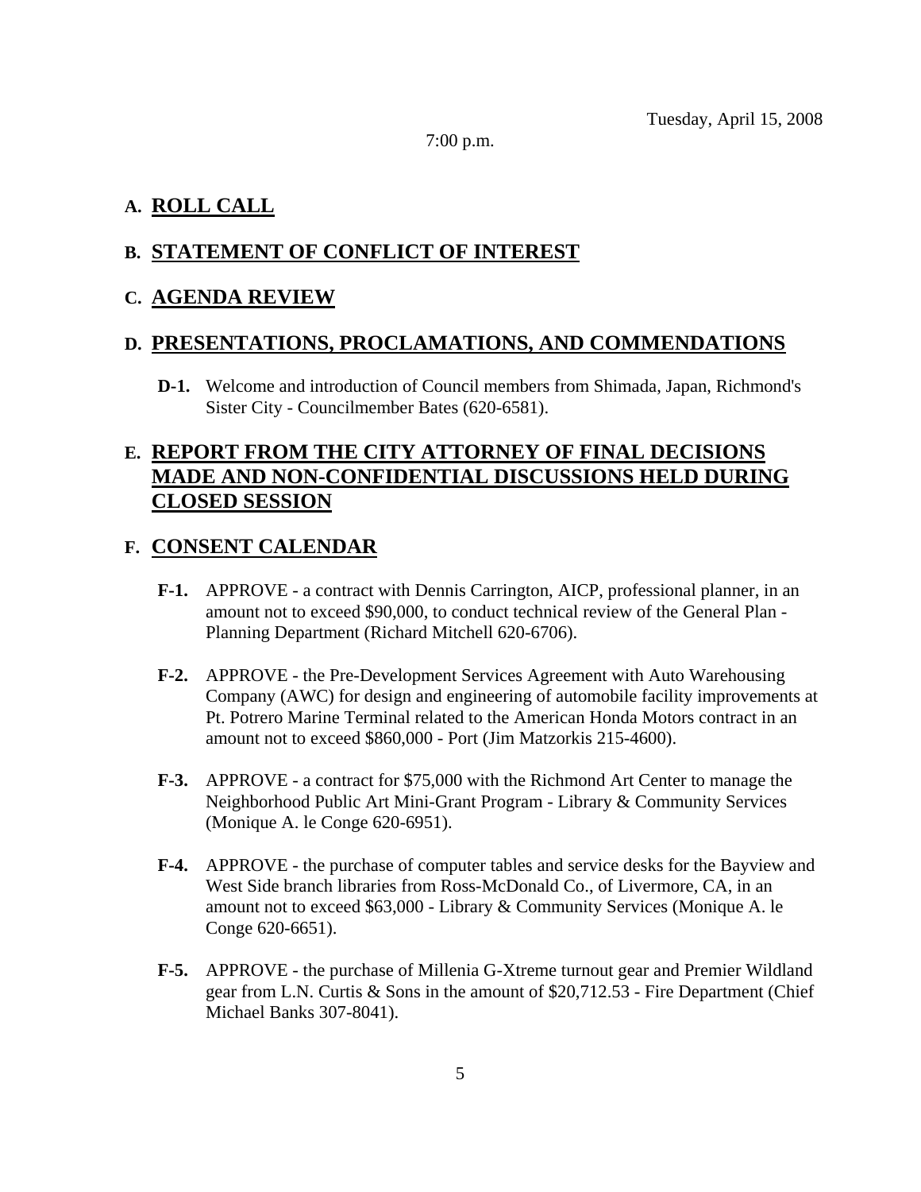Tuesday, April 15, 2008

7:00 p.m.

## A. ROLL CALL

## B. STATEMENT OF CONFLICT OF INTEREST

## C. AGENDA REVIEW

## D. PRESENTATIONS, PROCLAMATIONS, AND COMMENDATIONS

**D-1.** Welcome and introduction of Council members from Shimada, Japan, Richmond's Sister City - Councilmember Bates (620-6581).

## E. REPORT FROM THE CITY ATTORNEY OF FINAL DECISIONS MADE AND NON-CONFIDENTIAL DISCUSSIONS HELD DURING CLOSED SESSION

## F. CONSENT CALENDAR

**F-1.** APPROVE - a contract with Dennis Carrington, AICP, professional planner, in an amount not to exceed $90,000, to conduct technical review of the General Plan - Planning Department (Richard Mitchell 620-6706).

**F-2.** APPROVE - the Pre-Development Services Agreement with Auto Warehousing Company (AWC) for design and engineering of automobile facility improvements at Pt. Potrero Marine Terminal related to the American Honda Motors contract in an amount not to exceed $860,000 - Port (Jim Matzorkis 215-4600).

**F-3.** APPROVE - a contract for $75,000 with the Richmond Art Center to manage the Neighborhood Public Art Mini-Grant Program - Library & Community Services (Monique A. le Conge 620-6951).

**F-4.** APPROVE - the purchase of computer tables and service desks for the Bayview and West Side branch libraries from Ross-McDonald Co., of Livermore, CA, in an amount not to exceed $63,000 - Library & Community Services (Monique A. le Conge 620-6651).

**F-5.** APPROVE - the purchase of Millenia G-Xtreme turnout gear and Premier Wildland gear from L.N. Curtis & Sons in the amount of $20,712.53 - Fire Department (Chief Michael Banks 307-8041).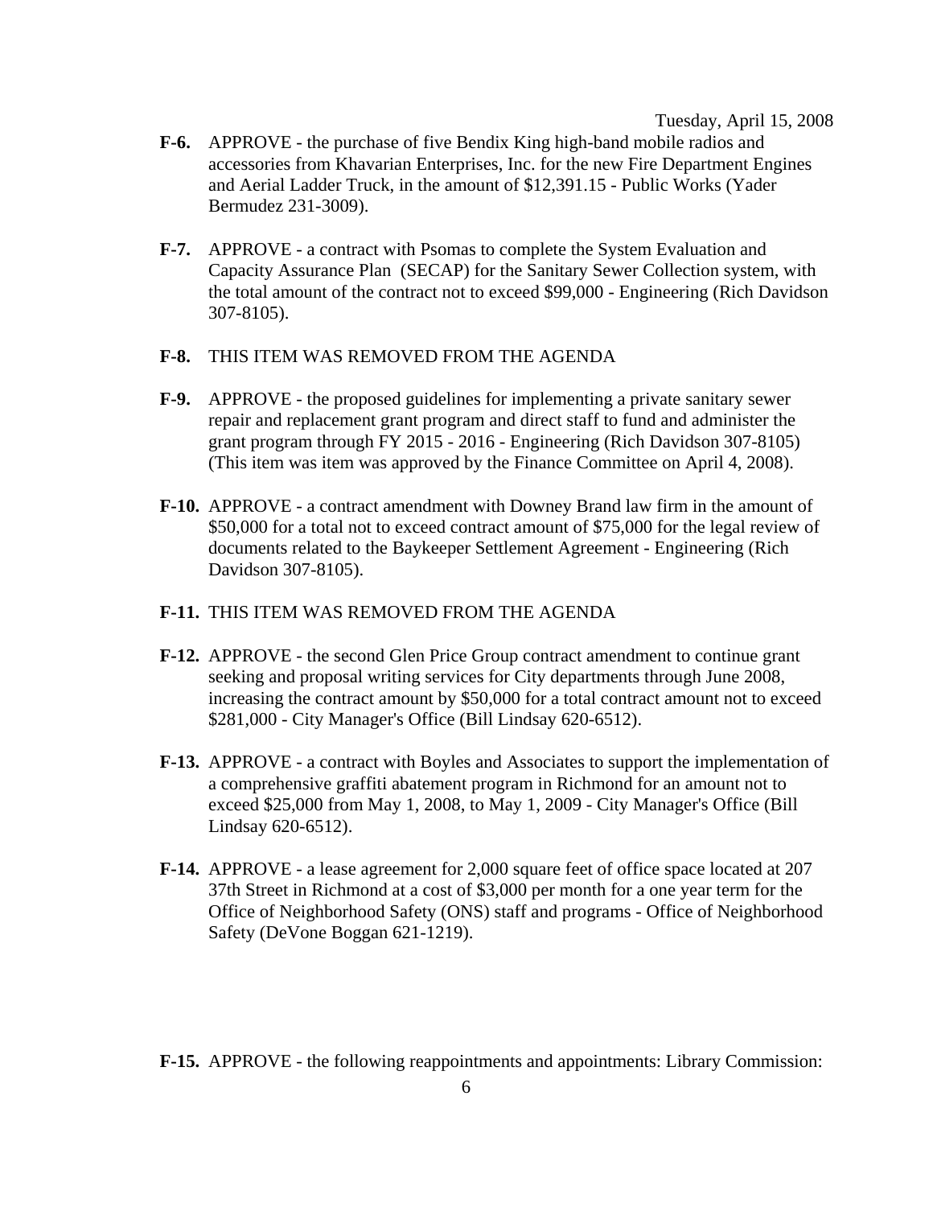- **F-6.** APPROVE - the purchase of five Bendix King high-band mobile radios and accessories from Khavarian Enterprises, Inc. for the new Fire Department Engines and Aerial Ladder Truck, in the amount of $12,391.15 - Public Works (Yader Bermudez 231-3009).

- **F-7.** APPROVE - a contract with Psomas to complete the System Evaluation and Capacity Assurance Plan (SECAP) for the Sanitary Sewer Collection system, with the total amount of the contract not to exceed $99,000 - Engineering (Rich Davidson 307-8105).

- **F-8.** THIS ITEM WAS REMOVED FROM THE AGENDA

- **F-9.** APPROVE - the proposed guidelines for implementing a private sanitary sewer repair and replacement grant program and direct staff to fund and administer the grant program through FY 2015 - 2016 - Engineering (Rich Davidson 307-8105) (This item was item was approved by the Finance Committee on April 4, 2008).

- **F-10.** APPROVE - a contract amendment with Downey Brand law firm in the amount of $50,000 for a total not to exceed contract amount of $75,000 for the legal review of documents related to the Baykeeper Settlement Agreement - Engineering (Rich Davidson 307-8105).

- **F-11.** THIS ITEM WAS REMOVED FROM THE AGENDA

- **F-12.** APPROVE - the second Glen Price Group contract amendment to continue grant seeking and proposal writing services for City departments through June 2008, increasing the contract amount by $50,000 for a total contract amount not to exceed $281,000 - City Manager's Office (Bill Lindsay 620-6512).

- **F-13.** APPROVE - a contract with Boyles and Associates to support the implementation of a comprehensive graffiti abatement program in Richmond for an amount not to exceed $25,000 from May 1, 2008, to May 1, 2009 - City Manager's Office (Bill Lindsay 620-6512).

- **F-14.** APPROVE - a lease agreement for 2,000 square feet of office space located at 207 37th Street in Richmond at a cost of $3,000 per month for a one year term for the Office of Neighborhood Safety (ONS) staff and programs - Office of Neighborhood Safety (DeVone Boggan 621-1219).

- **F-15.** APPROVE - the following reappointments and appointments: Library Commission: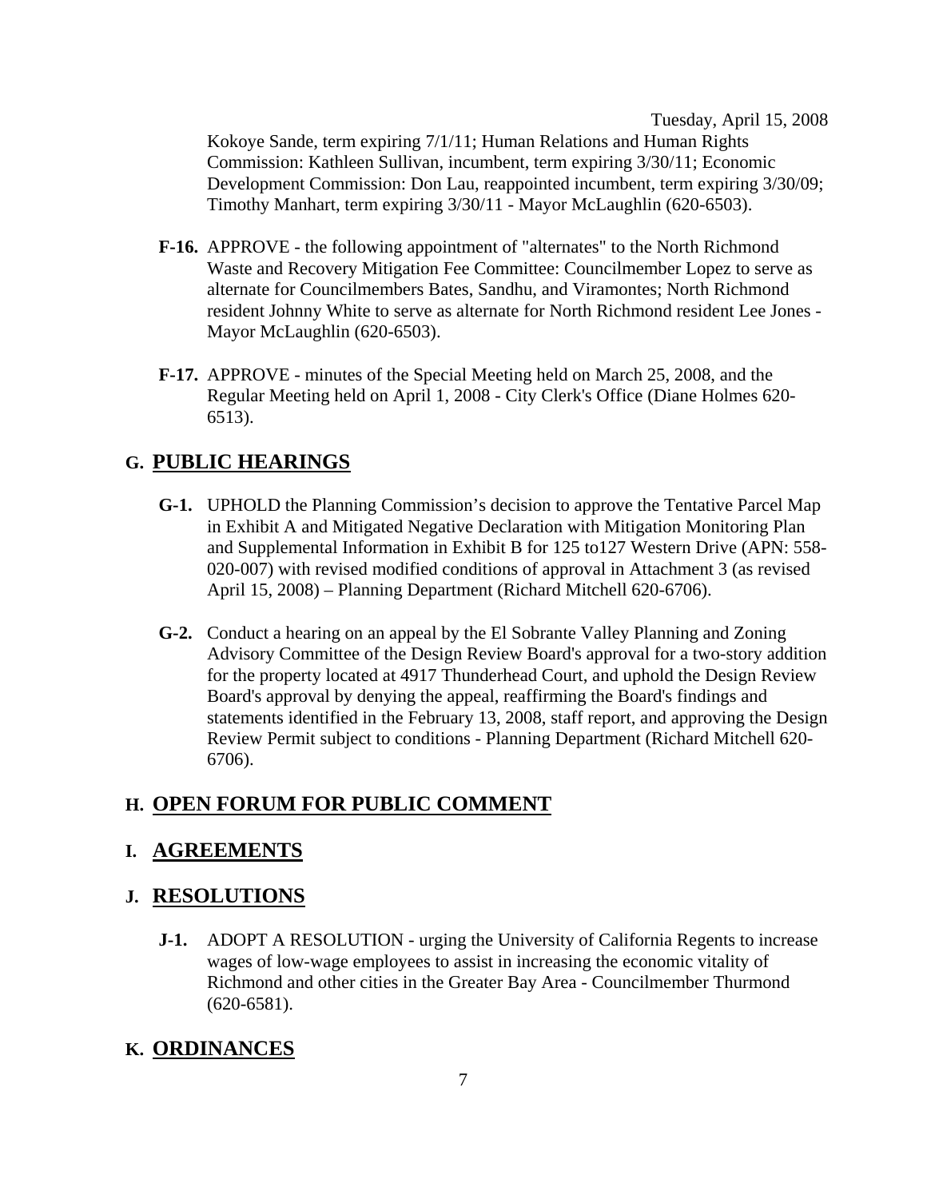Kokoye Sande, term expiring 7/1/11; Human Relations and Human Rights Commission: Kathleen Sullivan, incumbent, term expiring 3/30/11; Economic Development Commission: Don Lau, reappointed incumbent, term expiring 3/30/09; Timothy Manhart, term expiring 3/30/11 - Mayor McLaughlin (620-6503).

**F-16.** APPROVE - the following appointment of "alternates" to the North Richmond Waste and Recovery Mitigation Fee Committee: Councilmember Lopez to serve as alternate for Councilmembers Bates, Sandhu, and Viramontes; North Richmond resident Johnny White to serve as alternate for North Richmond resident Lee Jones - Mayor McLaughlin (620-6503).

**F-17.** APPROVE - minutes of the Special Meeting held on March 25, 2008, and the Regular Meeting held on April 1, 2008 - City Clerk's Office (Diane Holmes 620-6513).

## G. PUBLIC HEARINGS

**G-1.** UPHOLD the Planning Commission's decision to approve the Tentative Parcel Map in Exhibit A and Mitigated Negative Declaration with Mitigation Monitoring Plan and Supplemental Information in Exhibit B for 125 to127 Western Drive (APN: 558-020-007) with revised modified conditions of approval in Attachment 3 (as revised April 15, 2008) – Planning Department (Richard Mitchell 620-6706).

**G-2.** Conduct a hearing on an appeal by the El Sobrante Valley Planning and Zoning Advisory Committee of the Design Review Board's approval for a two-story addition for the property located at 4917 Thunderhead Court, and uphold the Design Review Board's approval by denying the appeal, reaffirming the Board's findings and statements identified in the February 13, 2008, staff report, and approving the Design Review Permit subject to conditions - Planning Department (Richard Mitchell 620-6706).

## H. OPEN FORUM FOR PUBLIC COMMENT

## I. AGREEMENTS

## J. RESOLUTIONS

**J-1.** ADOPT A RESOLUTION - urging the University of California Regents to increase wages of low-wage employees to assist in increasing the economic vitality of Richmond and other cities in the Greater Bay Area - Councilmember Thurmond (620-6581).

## K. ORDINANCES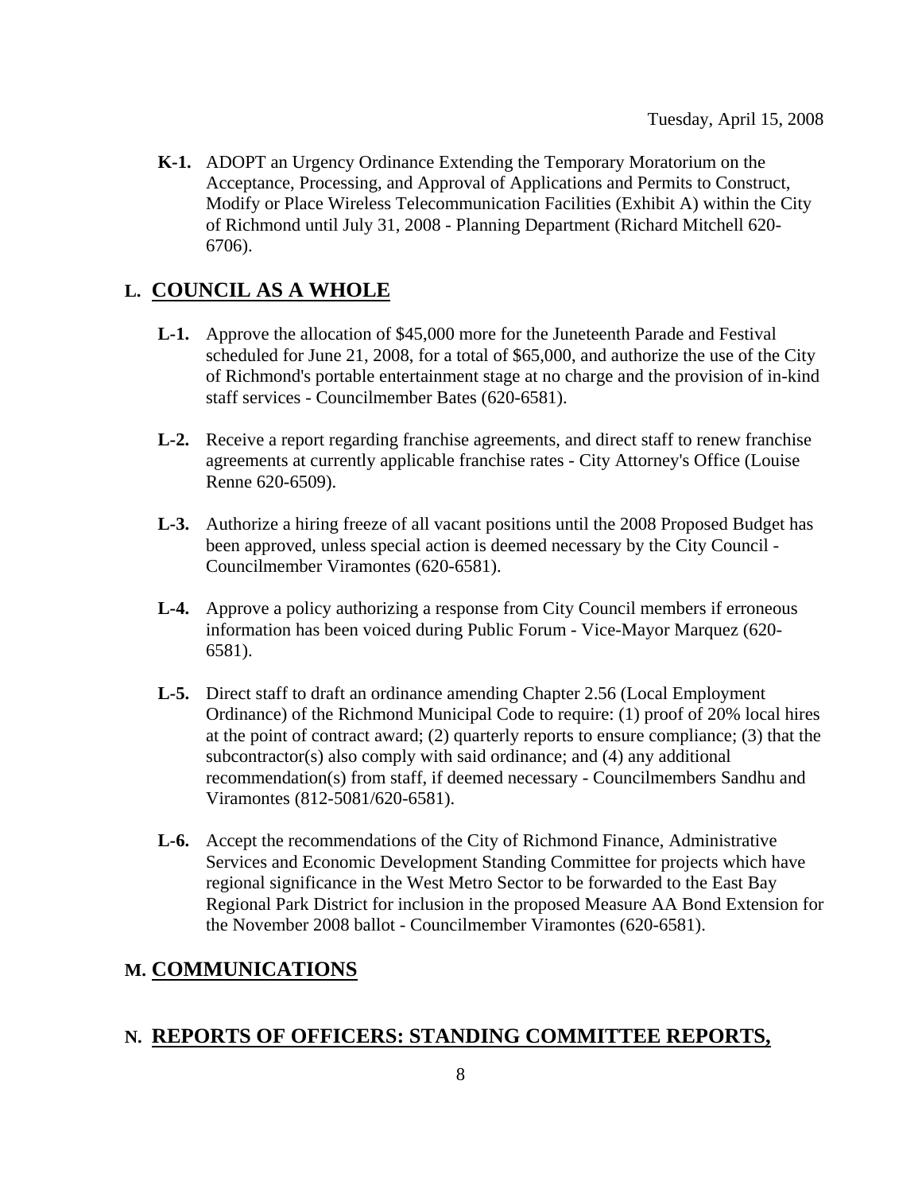**K-1.** ADOPT an Urgency Ordinance Extending the Temporary Moratorium on the Acceptance, Processing, and Approval of Applications and Permits to Construct, Modify or Place Wireless Telecommunication Facilities (Exhibit A) within the City of Richmond until July 31, 2008 - Planning Department (Richard Mitchell 620-6706).

## L. COUNCIL AS A WHOLE

**L-1.** Approve the allocation of $45,000 more for the Juneteenth Parade and Festival scheduled for June 21, 2008, for a total of $65,000, and authorize the use of the City of Richmond's portable entertainment stage at no charge and the provision of in-kind staff services - Councilmember Bates (620-6581).

**L-2.** Receive a report regarding franchise agreements, and direct staff to renew franchise agreements at currently applicable franchise rates - City Attorney's Office (Louise Renne 620-6509).

**L-3.** Authorize a hiring freeze of all vacant positions until the 2008 Proposed Budget has been approved, unless special action is deemed necessary by the City Council - Councilmember Viramontes (620-6581).

**L-4.** Approve a policy authorizing a response from City Council members if erroneous information has been voiced during Public Forum - Vice-Mayor Marquez (620-6581).

**L-5.** Direct staff to draft an ordinance amending Chapter 2.56 (Local Employment Ordinance) of the Richmond Municipal Code to require: (1) proof of 20% local hires at the point of contract award; (2) quarterly reports to ensure compliance; (3) that the subcontractor(s) also comply with said ordinance; and (4) any additional recommendation(s) from staff, if deemed necessary - Councilmembers Sandhu and Viramontes (812-5081/620-6581).

**L-6.** Accept the recommendations of the City of Richmond Finance, Administrative Services and Economic Development Standing Committee for projects which have regional significance in the West Metro Sector to be forwarded to the East Bay Regional Park District for inclusion in the proposed Measure AA Bond Extension for the November 2008 ballot - Councilmember Viramontes (620-6581).

## M. COMMUNICATIONS

## N. REPORTS OF OFFICERS: STANDING COMMITTEE REPORTS,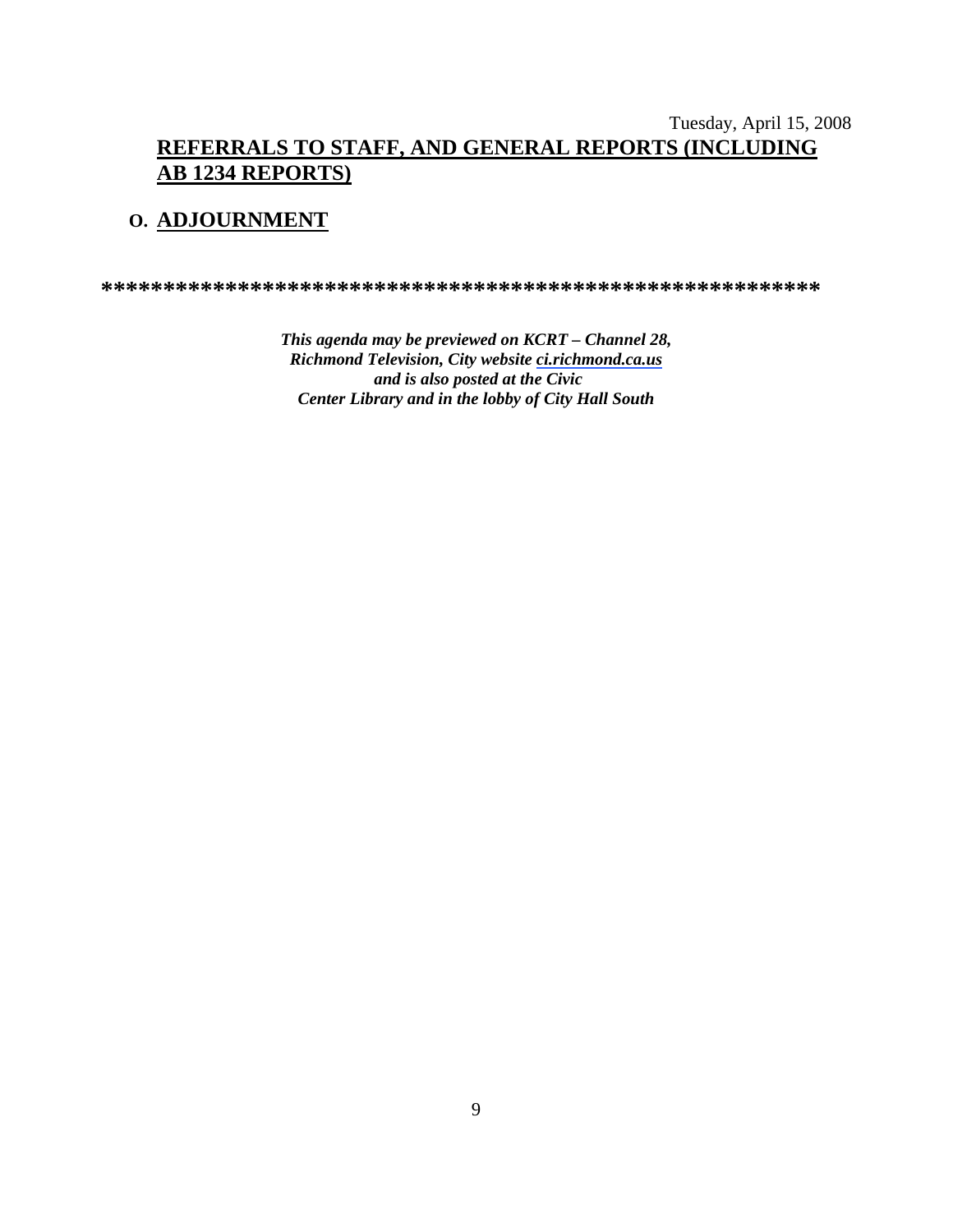**REFERRALS TO STAFF, AND GENERAL REPORTS (INCLUDING AB 1234 REPORTS)**

## O. ADJOURNMENT

*********************************************************

***This agenda may be previewed on KCRT – Channel 28, Richmond Television, City website ci.richmond.ca.us and is also posted at the Civic Center Library and in the lobby of City Hall South***